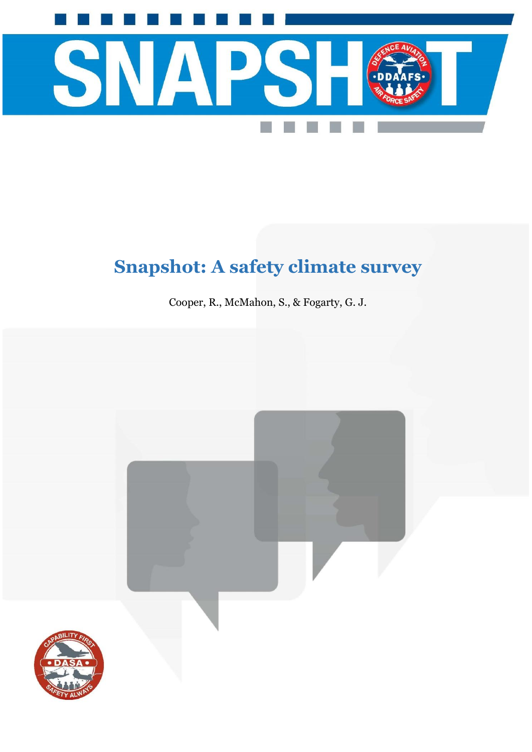# Snapshot: A safety climate survey

Cooper, R., McMahon, S., & Fogarty, G. J.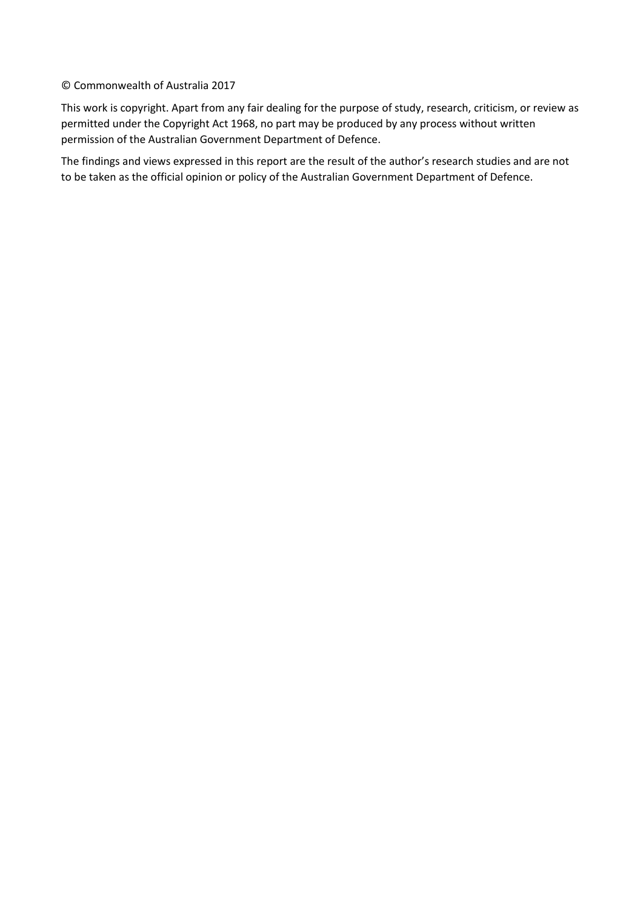© Commonwealth of Australia 2017

This work is copyright. Apart from any fair dealing for the purpose of study, research, criticism, or review as permitted under the Copyright Act 1968, no part may be produced by any process without written permission of the Australian Government Department of Defence.

The findings and views expressed in this report are the result of the author's research studies and are not to be taken as the official opinion or policy of the Australian Government Department of Defence.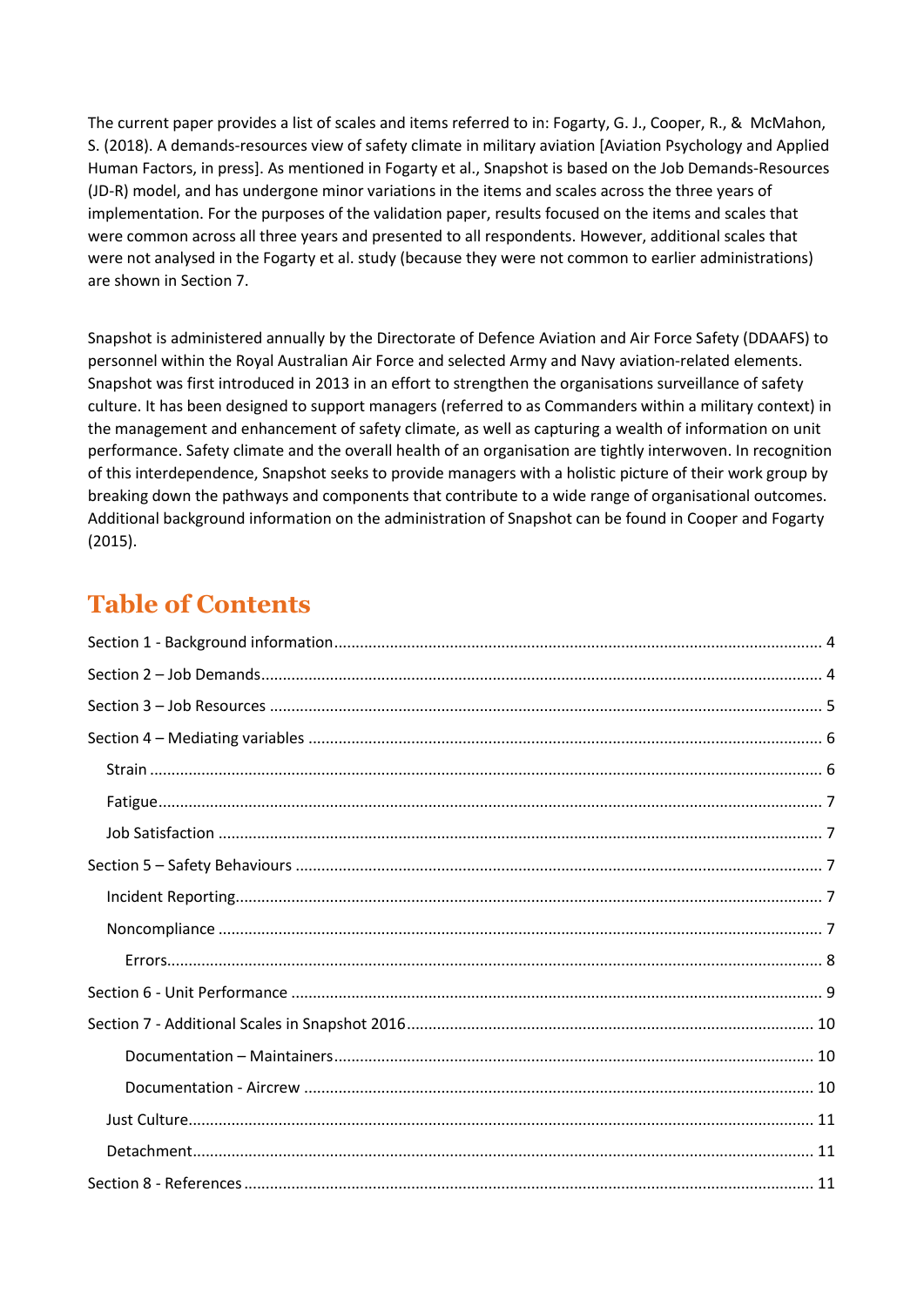The current paper provides a list of scales and items referred to in: Fogarty, G. J., Cooper, R., & McMahon, S. (2018). A demands-resources view of safety climate in military aviation [Aviation Psychology and Applied Human Factors, in press]. As mentioned in Fogarty et al., Snapshot is based on the Job Demands-Resources (JD-R) model, and has undergone minor variations in the items and scales across the three years of implementation. For the purposes of the validation paper, results focused on the items and scales that were common across all three years and presented to all respondents. However, additional scales that were not analysed in the Fogarty et al. study (because they were not common to earlier administrations) are shown in Section 7.

Snapshot is administered annually by the Directorate of Defence Aviation and Air Force Safety (DDAAFS) to personnel within the Royal Australian Air Force and selected Army and Navy aviation-related elements. Snapshot was first introduced in 2013 in an effort to strengthen the organisations surveillance of safety culture. It has been designed to support managers (referred to as Commanders within a military context) in the management and enhancement of safety climate, as well as capturing a wealth of information on unit performance. Safety climate and the overall health of an organisation are tightly interwoven. In recognition of this interdependence, Snapshot seeks to provide managers with a holistic picture of their work group by breaking down the pathways and components that contribute to a wide range of organisational outcomes. Additional background information on the administration of Snapshot can be found in Cooper and Fogarty (2015).

# Table of Contents

- Section 1 - Background information ........ 4
- Section 2 – Job Demands ........ 4
- Section 3 – Job Resources ........ 5
- Section 4 – Mediating variables ........ 6
  - Strain ........ 6
  - Fatigue ........ 7
  - Job Satisfaction ........ 7
- Section 5 – Safety Behaviours ........ 7
  - Incident Reporting ........ 7
  - Noncompliance ........ 7
    - Errors ........ 8
- Section 6 - Unit Performance ........ 9
- Section 7 - Additional Scales in Snapshot 2016 ........ 10
    - Documentation – Maintainers ........ 10
    - Documentation - Aircrew ........ 10
  - Just Culture ........ 11
  - Detachment ........ 11
- Section 8 - References ........ 11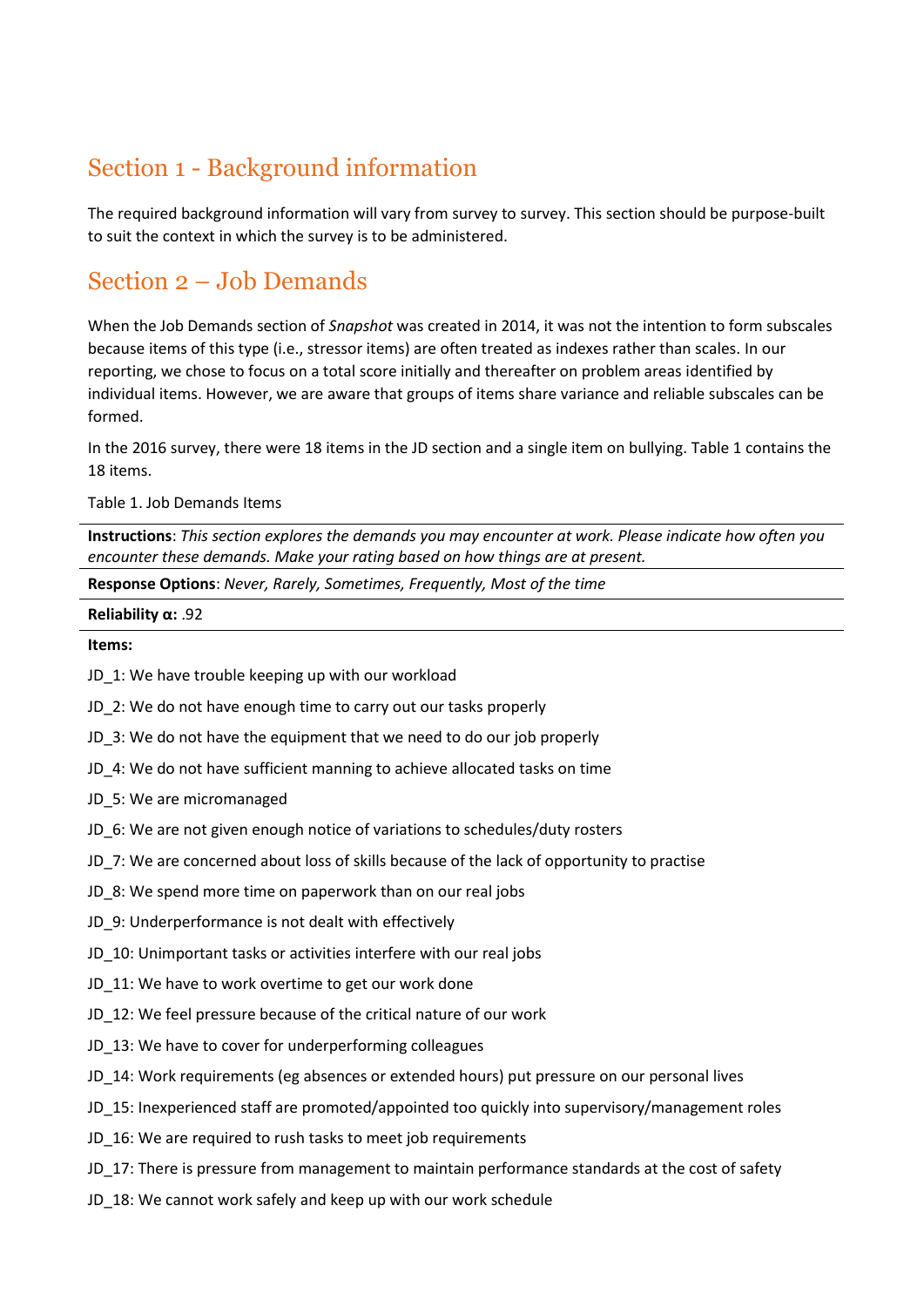## Section 1 - Background information

The required background information will vary from survey to survey. This section should be purpose-built to suit the context in which the survey is to be administered.

## Section 2 – Job Demands

When the Job Demands section of *Snapshot* was created in 2014, it was not the intention to form subscales because items of this type (i.e., stressor items) are often treated as indexes rather than scales. In our reporting, we chose to focus on a total score initially and thereafter on problem areas identified by individual items. However, we are aware that groups of items share variance and reliable subscales can be formed.

In the 2016 survey, there were 18 items in the JD section and a single item on bullying. Table 1 contains the 18 items.

Table 1. Job Demands Items

**Instructions**: *This section explores the demands you may encounter at work. Please indicate how often you encounter these demands. Make your rating based on how things are at present.*

**Response Options**: *Never, Rarely, Sometimes, Frequently, Most of the time*

**Reliability α:** .92

**Items:**

JD_1: We have trouble keeping up with our workload

JD_2: We do not have enough time to carry out our tasks properly

JD_3: We do not have the equipment that we need to do our job properly

JD_4: We do not have sufficient manning to achieve allocated tasks on time

JD_5: We are micromanaged

JD_6: We are not given enough notice of variations to schedules/duty rosters

JD_7: We are concerned about loss of skills because of the lack of opportunity to practise

JD_8: We spend more time on paperwork than on our real jobs

JD_9: Underperformance is not dealt with effectively

JD_10: Unimportant tasks or activities interfere with our real jobs

JD_11: We have to work overtime to get our work done

JD_12: We feel pressure because of the critical nature of our work

JD_13: We have to cover for underperforming colleagues

JD_14: Work requirements (eg absences or extended hours) put pressure on our personal lives

JD_15: Inexperienced staff are promoted/appointed too quickly into supervisory/management roles

JD_16: We are required to rush tasks to meet job requirements

JD_17: There is pressure from management to maintain performance standards at the cost of safety

JD_18: We cannot work safely and keep up with our work schedule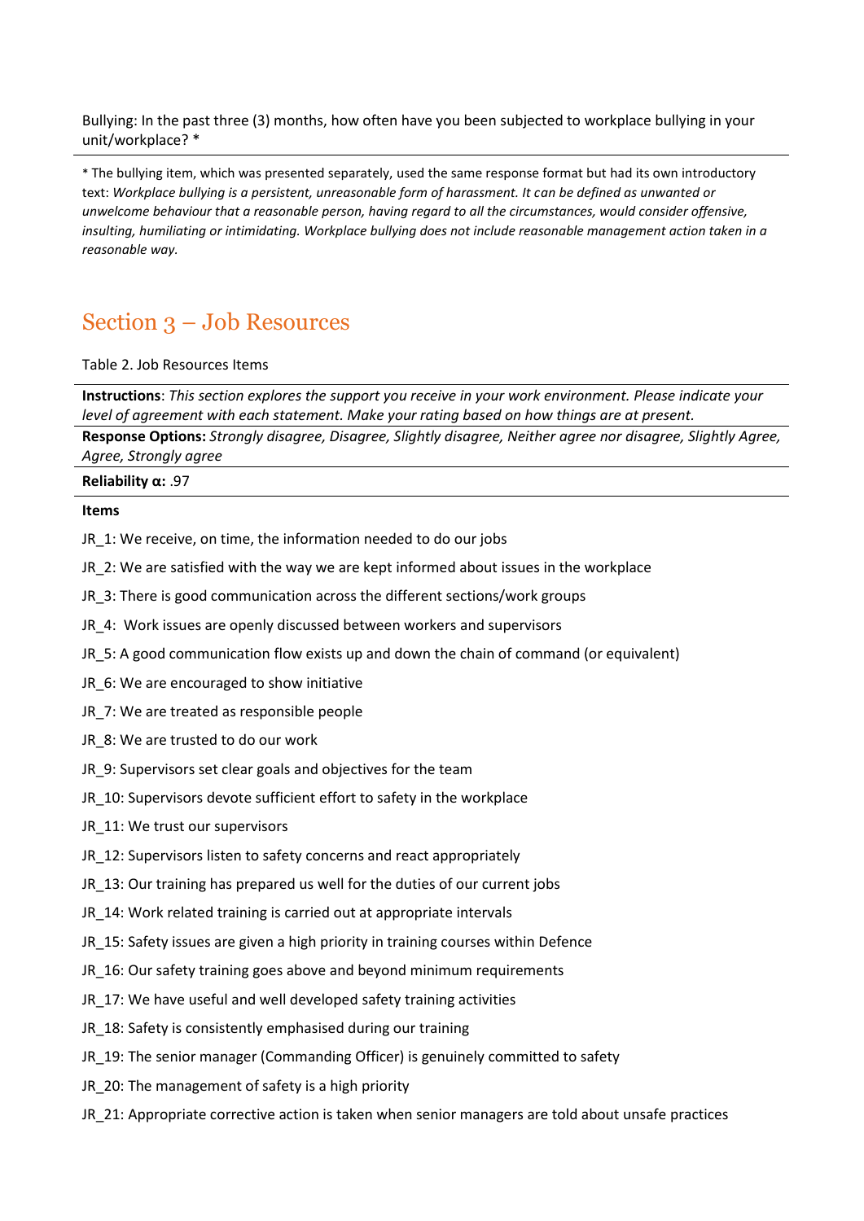Bullying: In the past three (3) months, how often have you been subjected to workplace bullying in your unit/workplace? *

* The bullying item, which was presented separately, used the same response format but had its own introductory text: *Workplace bullying is a persistent, unreasonable form of harassment. It can be defined as unwanted or unwelcome behaviour that a reasonable person, having regard to all the circumstances, would consider offensive, insulting, humiliating or intimidating. Workplace bullying does not include reasonable management action taken in a reasonable way.*

## Section 3 – Job Resources

Table 2. Job Resources Items

**Instructions**: *This section explores the support you receive in your work environment. Please indicate your level of agreement with each statement. Make your rating based on how things are at present.*

**Response Options:** *Strongly disagree, Disagree, Slightly disagree, Neither agree nor disagree, Slightly Agree, Agree, Strongly agree*

**Reliability α:** .97

**Items**

JR_1: We receive, on time, the information needed to do our jobs

JR_2: We are satisfied with the way we are kept informed about issues in the workplace

JR_3: There is good communication across the different sections/work groups

JR_4: Work issues are openly discussed between workers and supervisors

JR_5: A good communication flow exists up and down the chain of command (or equivalent)

JR_6: We are encouraged to show initiative

JR_7: We are treated as responsible people

JR_8: We are trusted to do our work

JR_9: Supervisors set clear goals and objectives for the team

JR_10: Supervisors devote sufficient effort to safety in the workplace

JR_11: We trust our supervisors

JR_12: Supervisors listen to safety concerns and react appropriately

JR_13: Our training has prepared us well for the duties of our current jobs

JR_14: Work related training is carried out at appropriate intervals

JR_15: Safety issues are given a high priority in training courses within Defence

JR_16: Our safety training goes above and beyond minimum requirements

JR_17: We have useful and well developed safety training activities

JR_18: Safety is consistently emphasised during our training

JR_19: The senior manager (Commanding Officer) is genuinely committed to safety

JR_20: The management of safety is a high priority

JR_21: Appropriate corrective action is taken when senior managers are told about unsafe practices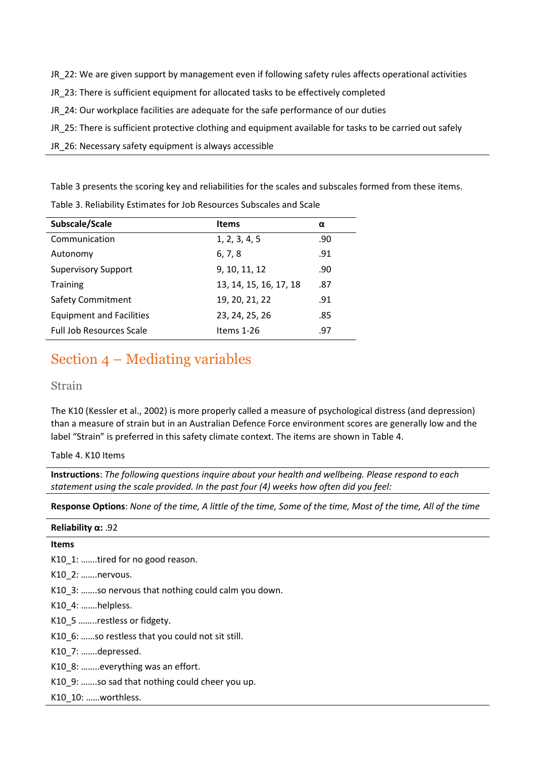JR_22: We are given support by management even if following safety rules affects operational activities

JR_23: There is sufficient equipment for allocated tasks to be effectively completed

JR_24: Our workplace facilities are adequate for the safe performance of our duties

JR_25: There is sufficient protective clothing and equipment available for tasks to be carried out safely

JR_26: Necessary safety equipment is always accessible

Table 3 presents the scoring key and reliabilities for the scales and subscales formed from these items.

Table 3. Reliability Estimates for Job Resources Subscales and Scale

| Subscale/Scale | Items | α |
|---|---|---|
| Communication | 1, 2, 3, 4, 5 | .90 |
| Autonomy | 6, 7, 8 | .91 |
| Supervisory Support | 9, 10, 11, 12 | .90 |
| Training | 13, 14, 15, 16, 17, 18 | .87 |
| Safety Commitment | 19, 20, 21, 22 | .91 |
| Equipment and Facilities | 23, 24, 25, 26 | .85 |
| Full Job Resources Scale | Items 1-26 | .97 |

## Section 4 – Mediating variables

### Strain

The K10 (Kessler et al., 2002) is more properly called a measure of psychological distress (and depression) than a measure of strain but in an Australian Defence Force environment scores are generally low and the label "Strain" is preferred in this safety climate context. The items are shown in Table 4.

Table 4. K10 Items

**Instructions**: *The following questions inquire about your health and wellbeing. Please respond to each statement using the scale provided. In the past four (4) weeks how often did you feel:*

**Response Options**: *None of the time, A little of the time, Some of the time, Most of the time, All of the time*

**Reliability α:** .92

**Items**

K10_1: …….tired for no good reason.

K10_2: …….nervous.

K10_3: …….so nervous that nothing could calm you down.

K10_4: …….helpless.

K10_5 ……..restless or fidgety.

K10_6: ……so restless that you could not sit still.

K10_7: …….depressed.

K10_8: ……..everything was an effort.

K10_9: …….so sad that nothing could cheer you up.

K10_10: ……worthless.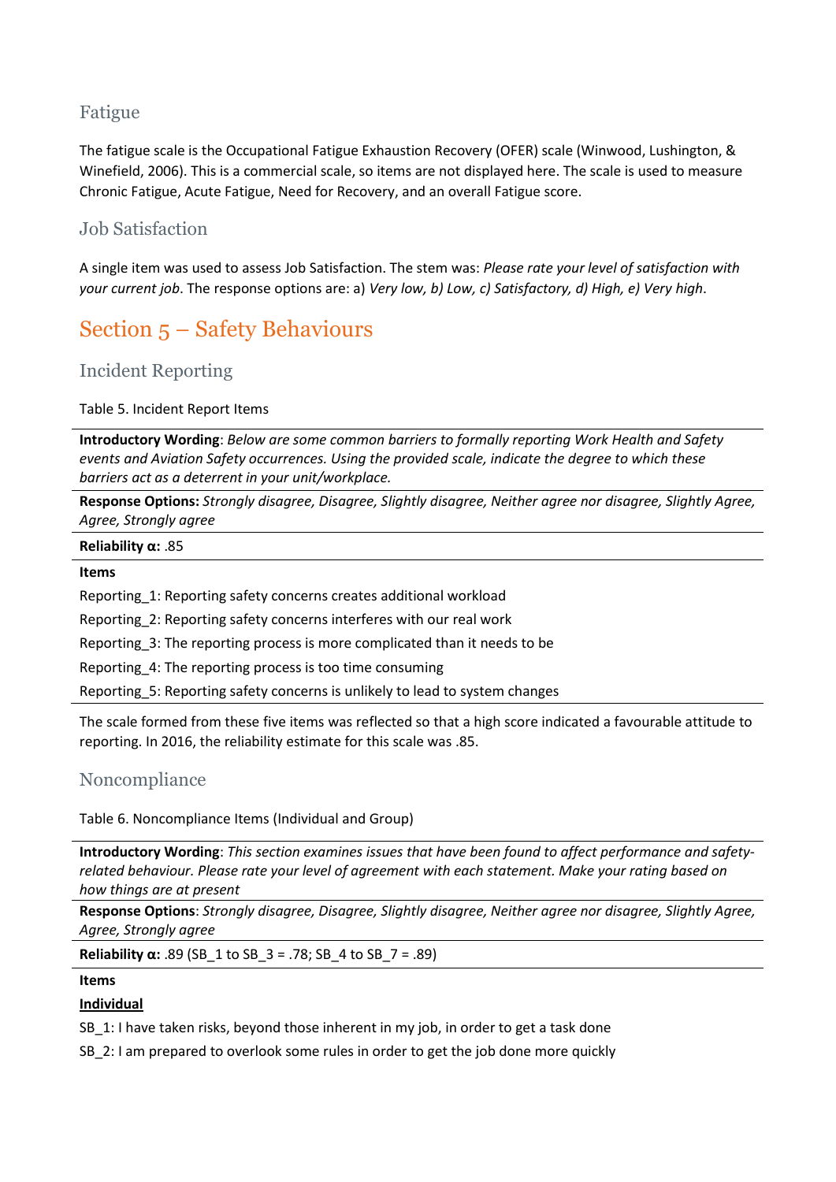### Fatigue

The fatigue scale is the Occupational Fatigue Exhaustion Recovery (OFER) scale (Winwood, Lushington, & Winefield, 2006). This is a commercial scale, so items are not displayed here. The scale is used to measure Chronic Fatigue, Acute Fatigue, Need for Recovery, and an overall Fatigue score.

### Job Satisfaction

A single item was used to assess Job Satisfaction. The stem was: *Please rate your level of satisfaction with your current job*. The response options are: a) *Very low, b) Low, c) Satisfactory, d) High, e) Very high*.

## Section 5 – Safety Behaviours

### Incident Reporting

Table 5. Incident Report Items

**Introductory Wording**: *Below are some common barriers to formally reporting Work Health and Safety events and Aviation Safety occurrences. Using the provided scale, indicate the degree to which these barriers act as a deterrent in your unit/workplace.*

**Response Options:** *Strongly disagree, Disagree, Slightly disagree, Neither agree nor disagree, Slightly Agree, Agree, Strongly agree*

**Reliability α:** .85

**Items**

Reporting_1: Reporting safety concerns creates additional workload

Reporting_2: Reporting safety concerns interferes with our real work

Reporting_3: The reporting process is more complicated than it needs to be

Reporting_4: The reporting process is too time consuming

Reporting_5: Reporting safety concerns is unlikely to lead to system changes

The scale formed from these five items was reflected so that a high score indicated a favourable attitude to reporting. In 2016, the reliability estimate for this scale was .85.

### Noncompliance

Table 6. Noncompliance Items (Individual and Group)

**Introductory Wording**: *This section examines issues that have been found to affect performance and safety-related behaviour. Please rate your level of agreement with each statement. Make your rating based on how things are at present*

**Response Options**: *Strongly disagree, Disagree, Slightly disagree, Neither agree nor disagree, Slightly Agree, Agree, Strongly agree*

**Reliability α:** .89 (SB_1 to SB_3 = .78; SB_4 to SB_7 = .89)

**Items**

**<u>Individual</u>**

SB_1: I have taken risks, beyond those inherent in my job, in order to get a task done

SB_2: I am prepared to overlook some rules in order to get the job done more quickly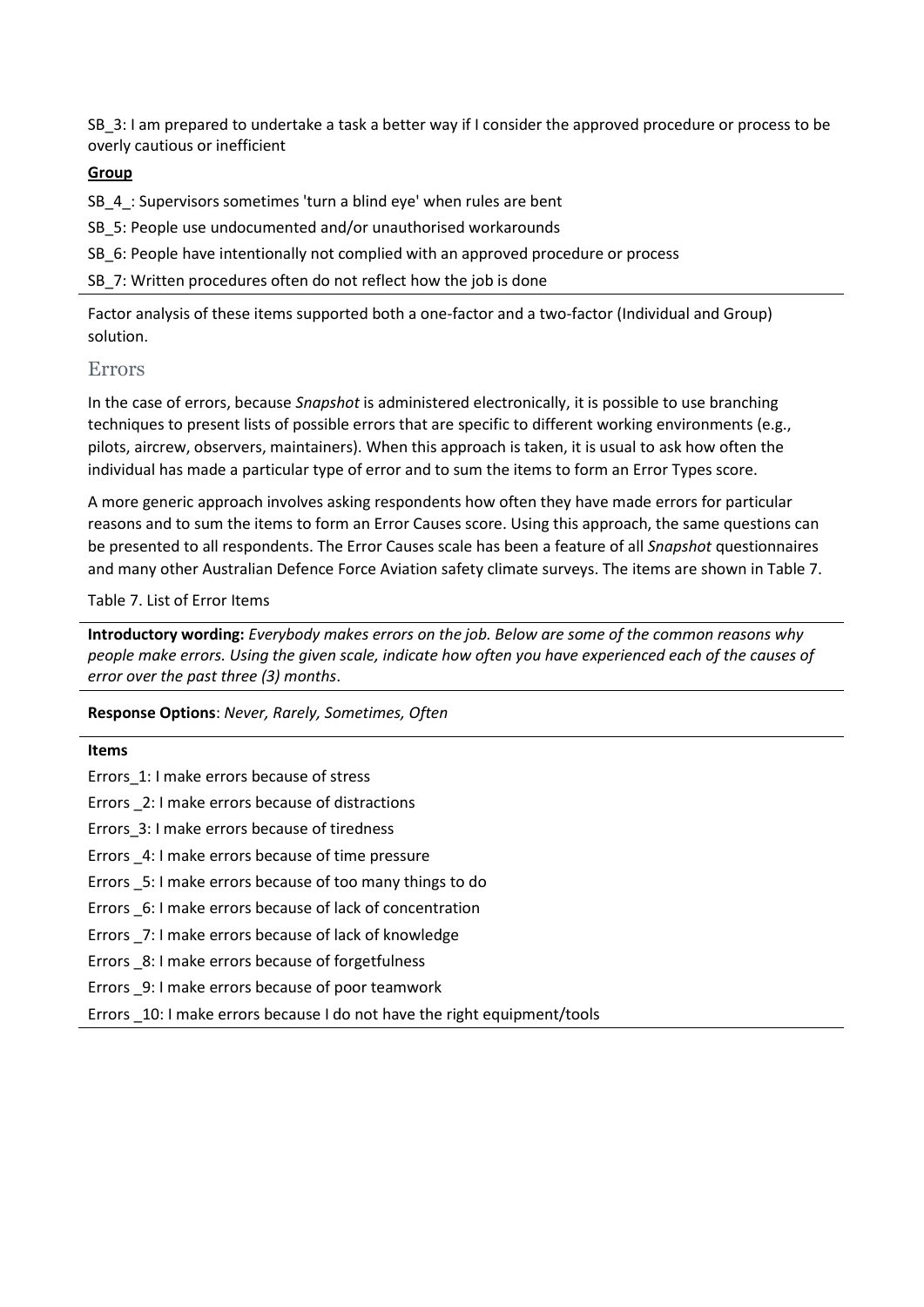SB_3: I am prepared to undertake a task a better way if I consider the approved procedure or process to be overly cautious or inefficient

**Group**

SB_4_: Supervisors sometimes 'turn a blind eye' when rules are bent

SB_5: People use undocumented and/or unauthorised workarounds

SB_6: People have intentionally not complied with an approved procedure or process

SB_7: Written procedures often do not reflect how the job is done

Factor analysis of these items supported both a one-factor and a two-factor (Individual and Group) solution.

## Errors

In the case of errors, because *Snapshot* is administered electronically, it is possible to use branching techniques to present lists of possible errors that are specific to different working environments (e.g., pilots, aircrew, observers, maintainers). When this approach is taken, it is usual to ask how often the individual has made a particular type of error and to sum the items to form an Error Types score.

A more generic approach involves asking respondents how often they have made errors for particular reasons and to sum the items to form an Error Causes score. Using this approach, the same questions can be presented to all respondents. The Error Causes scale has been a feature of all *Snapshot* questionnaires and many other Australian Defence Force Aviation safety climate surveys. The items are shown in Table 7.

Table 7. List of Error Items

**Introductory wording:** *Everybody makes errors on the job. Below are some of the common reasons why people make errors. Using the given scale, indicate how often you have experienced each of the causes of error over the past three (3) months*.

**Response Options**: *Never, Rarely, Sometimes, Often*

**Items**

Errors_1: I make errors because of stress

Errors _2: I make errors because of distractions

Errors_3: I make errors because of tiredness

Errors _4: I make errors because of time pressure

Errors _5: I make errors because of too many things to do

Errors _6: I make errors because of lack of concentration

Errors _7: I make errors because of lack of knowledge

Errors _8: I make errors because of forgetfulness

Errors _9: I make errors because of poor teamwork

Errors _10: I make errors because I do not have the right equipment/tools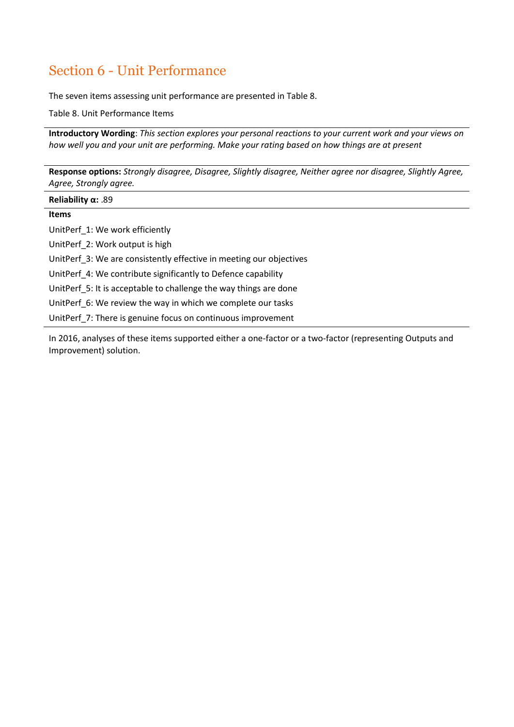# Section 6 - Unit Performance

The seven items assessing unit performance are presented in Table 8.

Table 8. Unit Performance Items

**Introductory Wording**: *This section explores your personal reactions to your current work and your views on how well you and your unit are performing. Make your rating based on how things are at present*

**Response options:** *Strongly disagree, Disagree, Slightly disagree, Neither agree nor disagree, Slightly Agree, Agree, Strongly agree.*

**Reliability α:** .89

**Items**

UnitPerf_1: We work efficiently

UnitPerf_2: Work output is high

UnitPerf_3: We are consistently effective in meeting our objectives

UnitPerf_4: We contribute significantly to Defence capability

UnitPerf_5: It is acceptable to challenge the way things are done

UnitPerf_6: We review the way in which we complete our tasks

UnitPerf_7: There is genuine focus on continuous improvement

In 2016, analyses of these items supported either a one-factor or a two-factor (representing Outputs and Improvement) solution.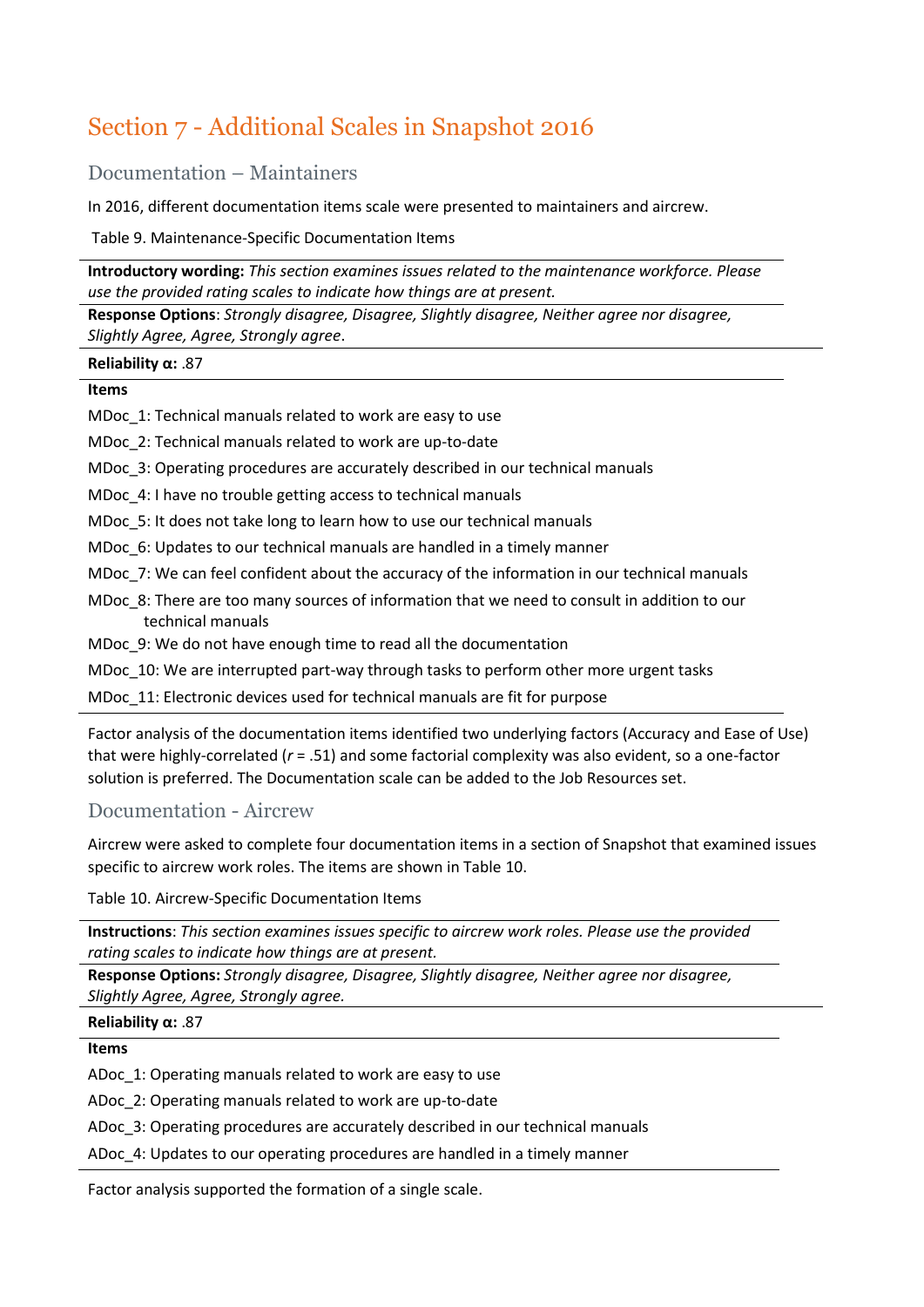# Section 7 - Additional Scales in Snapshot 2016

## Documentation – Maintainers

In 2016, different documentation items scale were presented to maintainers and aircrew.

Table 9. Maintenance-Specific Documentation Items

**Introductory wording:** *This section examines issues related to the maintenance workforce. Please use the provided rating scales to indicate how things are at present.*

**Response Options**: *Strongly disagree, Disagree, Slightly disagree, Neither agree nor disagree, Slightly Agree, Agree, Strongly agree*.

**Reliability α:** .87

**Items**

MDoc_1: Technical manuals related to work are easy to use

MDoc_2: Technical manuals related to work are up-to-date

MDoc_3: Operating procedures are accurately described in our technical manuals

MDoc_4: I have no trouble getting access to technical manuals

MDoc_5: It does not take long to learn how to use our technical manuals

MDoc_6: Updates to our technical manuals are handled in a timely manner

MDoc_7: We can feel confident about the accuracy of the information in our technical manuals

MDoc_8: There are too many sources of information that we need to consult in addition to our technical manuals

MDoc_9: We do not have enough time to read all the documentation

MDoc_10: We are interrupted part-way through tasks to perform other more urgent tasks

MDoc_11: Electronic devices used for technical manuals are fit for purpose

Factor analysis of the documentation items identified two underlying factors (Accuracy and Ease of Use) that were highly-correlated ($r$ = .51) and some factorial complexity was also evident, so a one-factor solution is preferred. The Documentation scale can be added to the Job Resources set.

## Documentation - Aircrew

Aircrew were asked to complete four documentation items in a section of Snapshot that examined issues specific to aircrew work roles. The items are shown in Table 10.

Table 10. Aircrew-Specific Documentation Items

**Instructions**: *This section examines issues specific to aircrew work roles. Please use the provided rating scales to indicate how things are at present.*

**Response Options:** *Strongly disagree, Disagree, Slightly disagree, Neither agree nor disagree, Slightly Agree, Agree, Strongly agree.*

**Reliability α:** .87

**Items**

ADoc_1: Operating manuals related to work are easy to use

ADoc_2: Operating manuals related to work are up-to-date

ADoc_3: Operating procedures are accurately described in our technical manuals

ADoc_4: Updates to our operating procedures are handled in a timely manner

Factor analysis supported the formation of a single scale.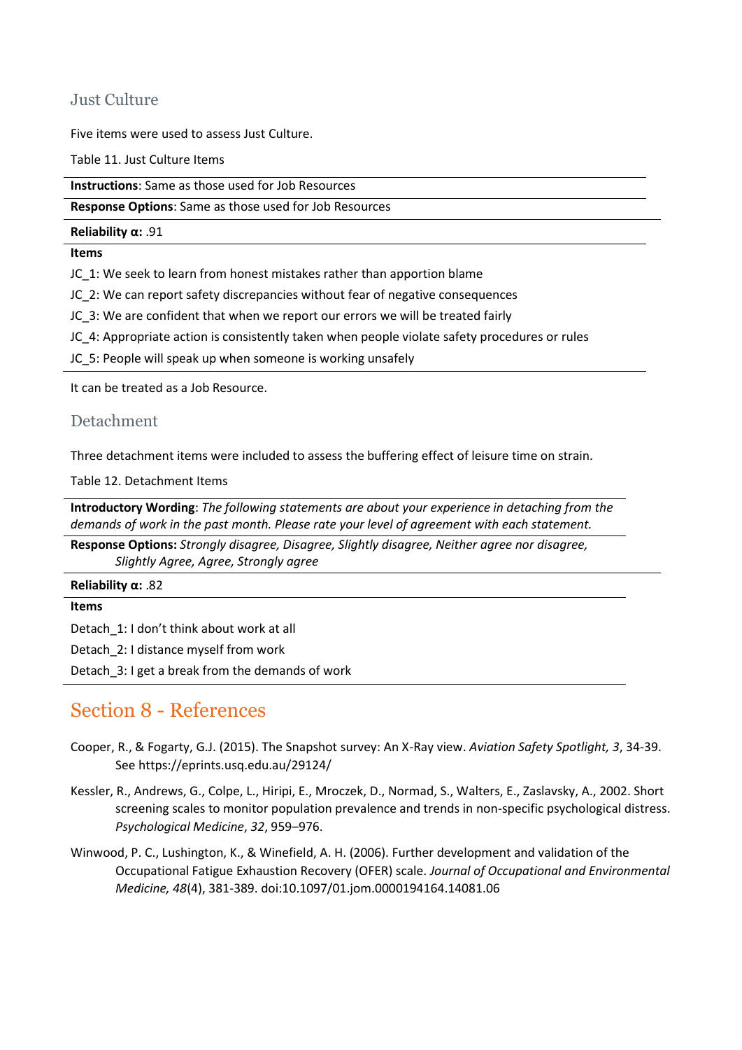## Just Culture

Five items were used to assess Just Culture.

Table 11. Just Culture Items

**Instructions**: Same as those used for Job Resources

**Response Options**: Same as those used for Job Resources

**Reliability α:** .91

**Items**

JC_1: We seek to learn from honest mistakes rather than apportion blame

JC_2: We can report safety discrepancies without fear of negative consequences

JC_3: We are confident that when we report our errors we will be treated fairly

JC_4: Appropriate action is consistently taken when people violate safety procedures or rules

JC_5: People will speak up when someone is working unsafely

It can be treated as a Job Resource.

## Detachment

Three detachment items were included to assess the buffering effect of leisure time on strain.

Table 12. Detachment Items

**Introductory Wording**: *The following statements are about your experience in detaching from the demands of work in the past month. Please rate your level of agreement with each statement.*

**Response Options:** *Strongly disagree, Disagree, Slightly disagree, Neither agree nor disagree, Slightly Agree, Agree, Strongly agree*

**Reliability α:** .82

**Items**

Detach_1: I don't think about work at all

Detach_2: I distance myself from work

Detach_3: I get a break from the demands of work

# Section 8 - References

Cooper, R., & Fogarty, G.J. (2015). The Snapshot survey: An X-Ray view. *Aviation Safety Spotlight, 3*, 34-39. See https://eprints.usq.edu.au/29124/

Kessler, R., Andrews, G., Colpe, L., Hiripi, E., Mroczek, D., Normad, S., Walters, E., Zaslavsky, A., 2002. Short screening scales to monitor population prevalence and trends in non-specific psychological distress. *Psychological Medicine*, *32*, 959–976.

Winwood, P. C., Lushington, K., & Winefield, A. H. (2006). Further development and validation of the Occupational Fatigue Exhaustion Recovery (OFER) scale. *Journal of Occupational and Environmental Medicine, 48*(4), 381-389. doi:10.1097/01.jom.0000194164.14081.06